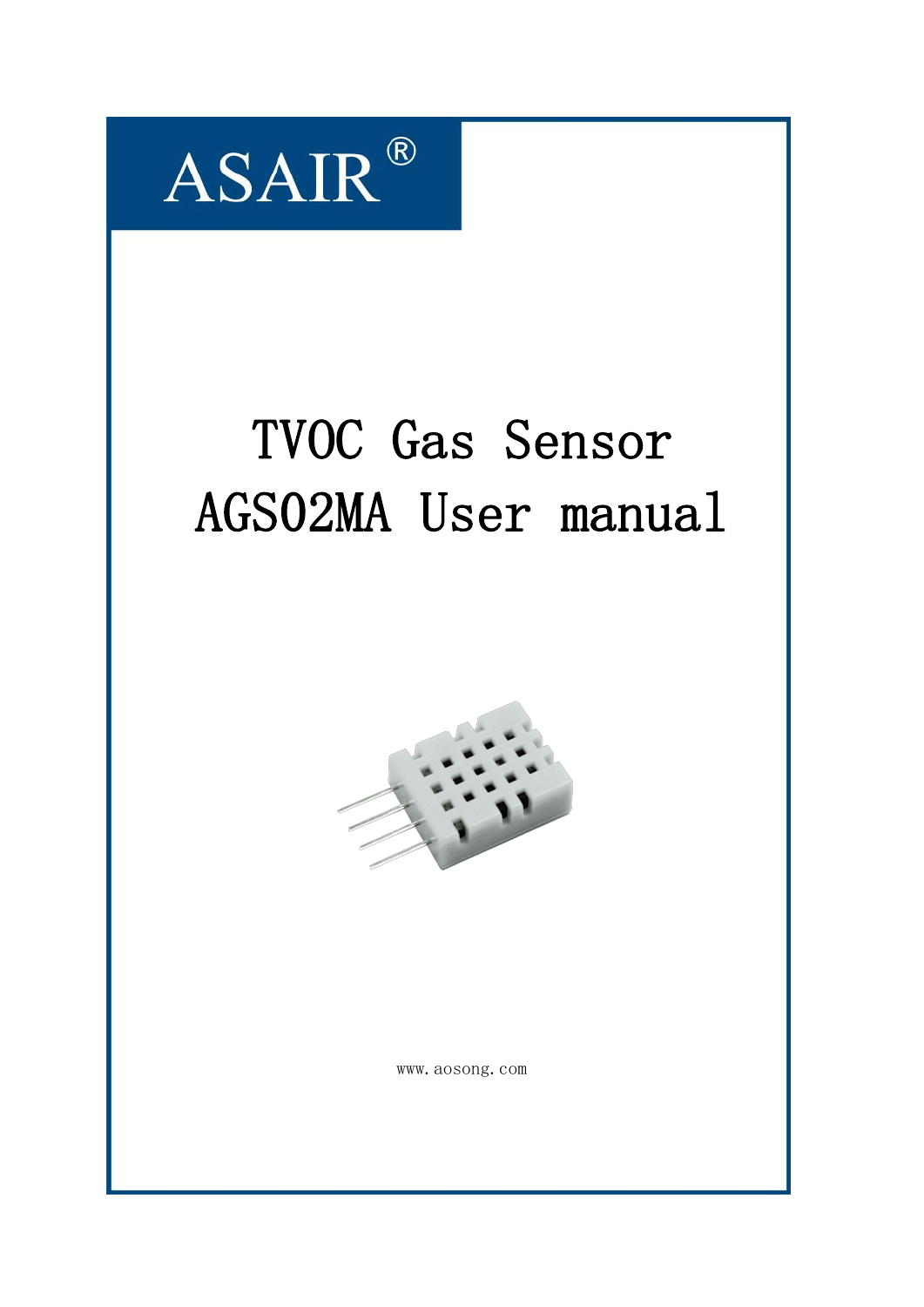ASAIR®

# TVOC Gas Sensor AGS02MA User manual

www.aosong.com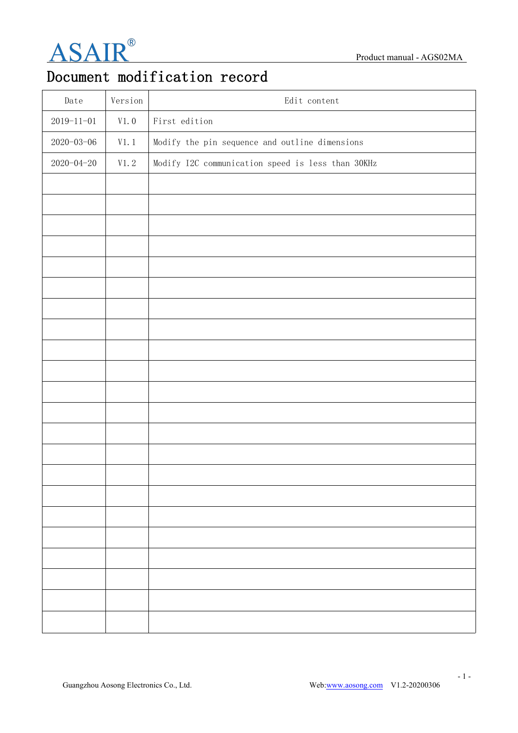# Document modification record

| Date | Version | Edit content |
|---|---|---|
| 2019-11-01 | V1.0 | First edition |
| 2020-03-06 | V1.1 | Modify the pin sequence and outline dimensions |
| 2020-04-20 | V1.2 | Modify I2C communication speed is less than 30KHz |
| | | |
| | | |
| | | |
| | | |
| | | |
| | | |
| | | |
| | | |
| | | |
| | | |
| | | |
| | | |
| | | |
| | | |
| | | |
| | | |
| | | |
| | | |
| | | |
| | | |
| | | |
| | | |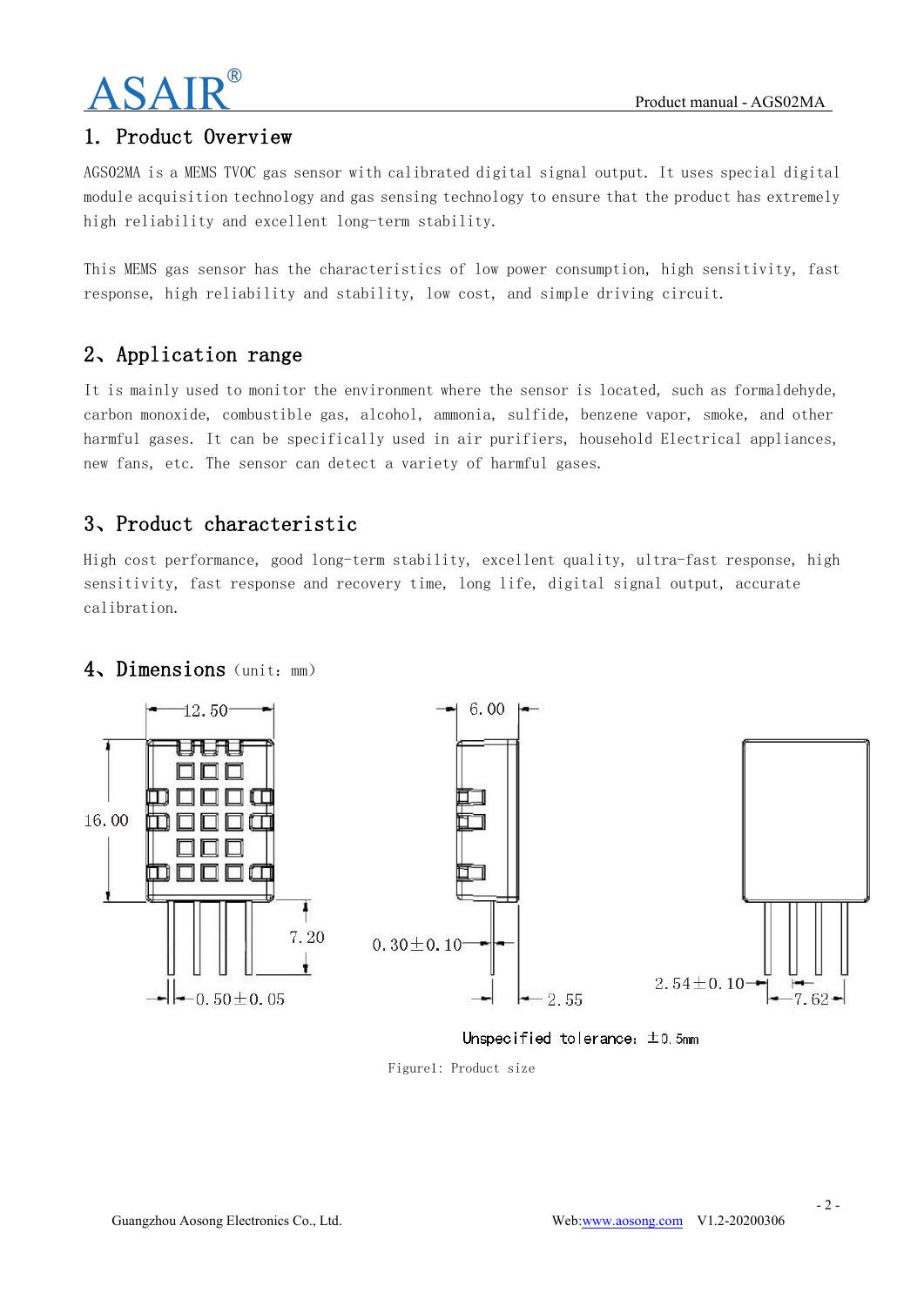## 1. Product Overview

AGS02MA is a MEMS TVOC gas sensor with calibrated digital signal output. It uses special digital module acquisition technology and gas sensing technology to ensure that the product has extremely high reliability and excellent long-term stability.

This MEMS gas sensor has the characteristics of low power consumption, high sensitivity, fast response, high reliability and stability, low cost, and simple driving circuit.

## 2、Application range

It is mainly used to monitor the environment where the sensor is located, such as formaldehyde, carbon monoxide, combustible gas, alcohol, ammonia, sulfide, benzene vapor, smoke, and other harmful gases. It can be specifically used in air purifiers, household Electrical appliances, new fans, etc. The sensor can detect a variety of harmful gases.

## 3、Product characteristic

High cost performance, good long-term stability, excellent quality, ultra-fast response, high sensitivity, fast response and recovery time, long life, digital signal output, accurate calibration.

## 4、Dimensions (unit: mm)

12.50
16.00
7.20
0.50±0.05
6.00
0.30±0.10
2.55
2.54±0.10
7.62

Unspecified tolerance: ±0.5mm

Figure1: Product size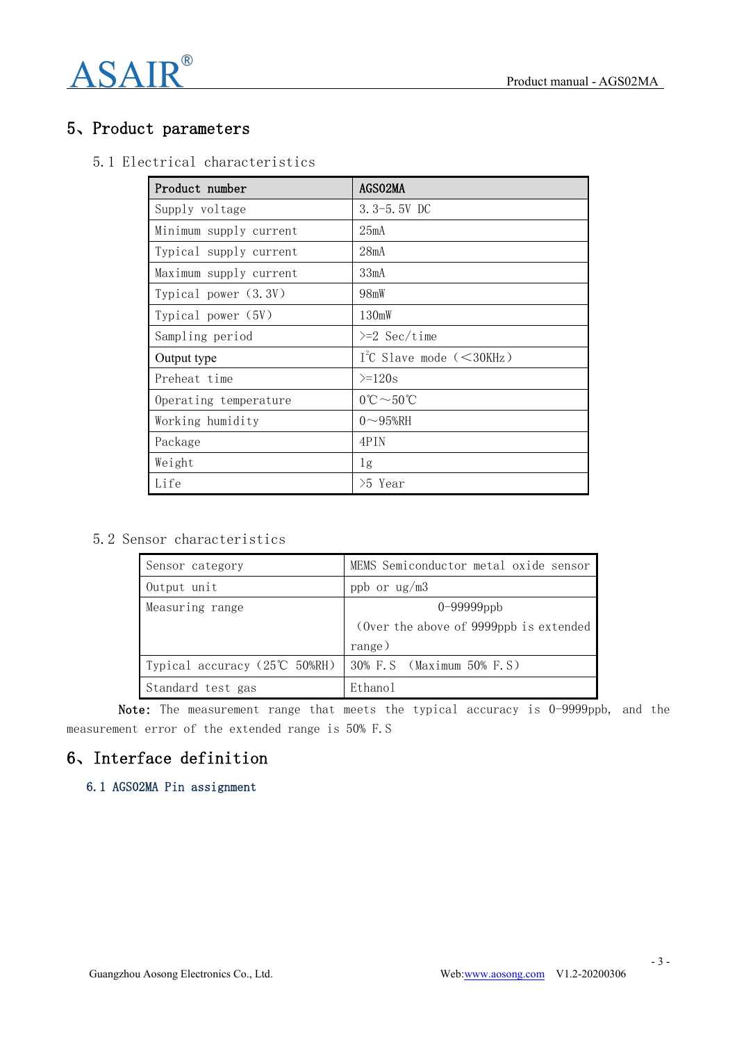# 5、Product parameters

## 5.1 Electrical characteristics

| Product number | AGS02MA |
|---|---|
| Supply voltage | 3.3-5.5V DC |
| Minimum supply current | 25mA |
| Typical supply current | 28mA |
| Maximum supply current | 33mA |
| Typical power (3.3V) | 98mW |
| Typical power (5V) | 130mW |
| Sampling period | >=2 Sec/time |
| Output type | $I^2C$ Slave mode (<30KHz) |
| Preheat time | >=120s |
| Operating temperature | 0℃～50℃ |
| Working humidity | 0～95%RH |
| Package | 4PIN |
| Weight | 1g |
| Life | >5 Year |

## 5.2 Sensor characteristics

| | |
|---|---|
| Sensor category | MEMS Semiconductor metal oxide sensor |
| Output unit | ppb or ug/m3 |
| Measuring range | 0-99999ppb (Over the above of 9999ppb is extended range) |
| Typical accuracy (25℃ 50%RH) | 30% F.S (Maximum 50% F.S) |
| Standard test gas | Ethanol |

**Note:** The measurement range that meets the typical accuracy is 0-9999ppb, and the measurement error of the extended range is 50% F.S

# 6、Interface definition

## 6.1 AGS02MA Pin assignment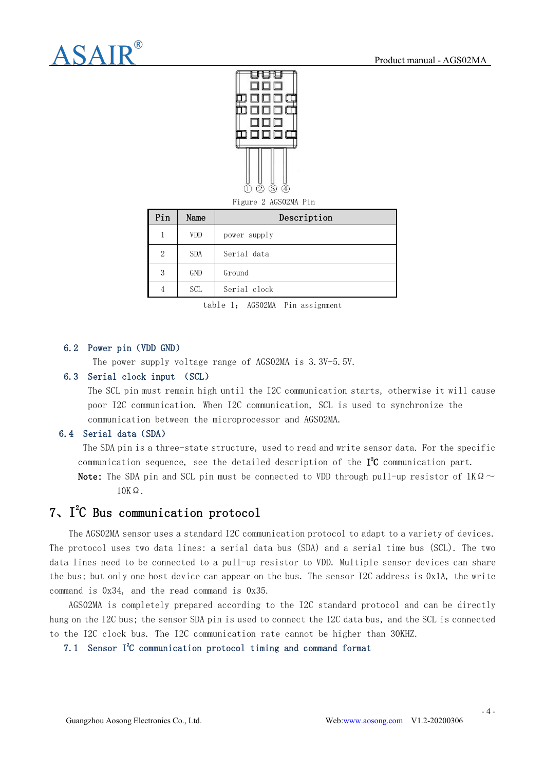① ② ③ ④

Figure 2 AGS02MA Pin

| Pin | Name | Description |
|---|---|---|
| 1 | VDD | power supply |
| 2 | SDA | Serial data |
| 3 | GND | Ground |
| 4 | SCL | Serial clock |

table 1: AGS02MA Pin assignment

### 6.2 Power pin (VDD GND)

The power supply voltage range of AGS02MA is 3.3V-5.5V.

### 6.3 Serial clock input (SCL)

The SCL pin must remain high until the I2C communication starts, otherwise it will cause poor I2C communication. When I2C communication, SCL is used to synchronize the communication between the microprocessor and AGS02MA.

### 6.4 Serial data (SDA)

The SDA pin is a three-state structure, used to read and write sensor data. For the specific communication sequence, see the detailed description of the $I^2C$ communication part.

**Note:** The SDA pin and SCL pin must be connected to VDD through pull-up resistor of 1KΩ～10KΩ.

## 7、$I^2C$ Bus communication protocol

The AGS02MA sensor uses a standard I2C communication protocol to adapt to a variety of devices. The protocol uses two data lines: a serial data bus (SDA) and a serial time bus (SCL). The two data lines need to be connected to a pull-up resistor to VDD. Multiple sensor devices can share the bus; but only one host device can appear on the bus. The sensor I2C address is 0x1A, the write command is 0x34, and the read command is 0x35.

AGS02MA is completely prepared according to the I2C standard protocol and can be directly hung on the I2C bus; the sensor SDA pin is used to connect the I2C data bus, and the SCL is connected to the I2C clock bus. The I2C communication rate cannot be higher than 30KHZ.

### 7.1 Sensor $I^2C$ communication protocol timing and command format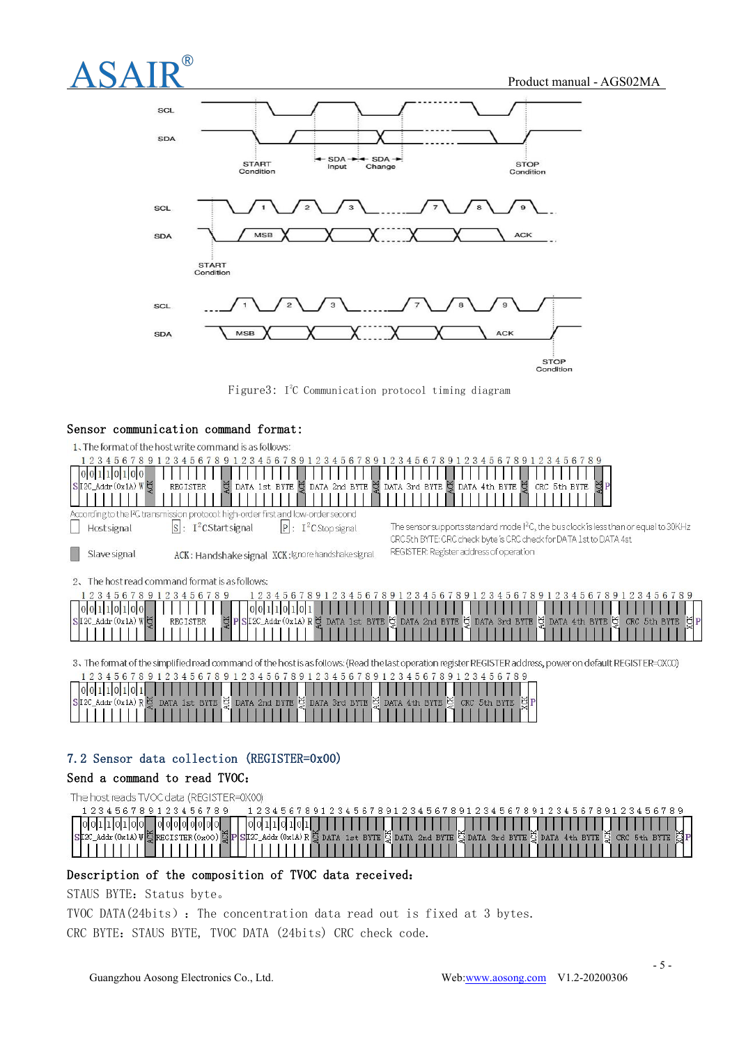SCL

SDA

START Condition

SDA Input

SDA Change

STOP Condition

SCL 1 2 3 7 8 9

SDA MSB ACK

START Condition

SCL 1 2 3 7 8 9

SDA MSB ACK

STOP Condition

Figure3: I²C Communication protocol timing diagram

**Sensor communication command format:**

1、The format of the host write command is as follows:

S I2C_Addr (0x1A) W ACK REGISTER ACK DATA 1st BYTE ACK DATA 2nd BYTE ACK DATA 3rd BYTE ACK DATA 4th BYTE ACK CRC 5th BYTE ACK P

According to the I²C transmission protocol: high-order first and low-order second

Host signal　S: I²C Start signal　P: I²C Stop signal

Slave signal　ACK: Handshake signal　XCK: Ignore handshake signal

The sensor supports standard mode I²C, the bus clock is less than or equal to 30KHz

CRC 5th BYTE: CRC check byte is CRC check for DATA 1st to DATA 4st

REGISTER: Register address of operation

2、The host read command format is as follows:

S I2C_Addr (0x1A) W ACK REGISTER ACK P S I2C_Addr (0x1A) R ACK DATA 1st BYTE ACK DATA 2nd BYTE ACK DATA 3rd BYTE ACK DATA 4th BYTE ACK CRC 5th BYTE XCK P

3、The format of the simplified read command of the host is as follows: (Read the last operation register REGISTER address, power on default REGISTER=0X00)

S I2C_Addr (0x1A) R ACK DATA 1st BYTE ACK DATA 2nd BYTE ACK DATA 3rd BYTE ACK DATA 4th BYTE ACK CRC 5th BYTE XCK P

## 7.2 Sensor data collection (REGISTER=0x00)

**Send a command to read TVOC:**

The host reads TVOC data (REGISTER=0X00)

S I2C_Addr (0x1A) W ACK REGISTER (0x00) ACK P S I2C_Addr (0x1A) R ACK DATA 1st BYTE ACK DATA 2nd BYTE ACK DATA 3rd BYTE ACK DATA 4th BYTE ACK CRC 5th BYTE XCK P

**Description of the composition of TVOC data received:**

STAUS BYTE: Status byte。

TVOC DATA(24bits): The concentration data read out is fixed at 3 bytes.

CRC BYTE: STAUS BYTE, TVOC DATA (24bits) CRC check code.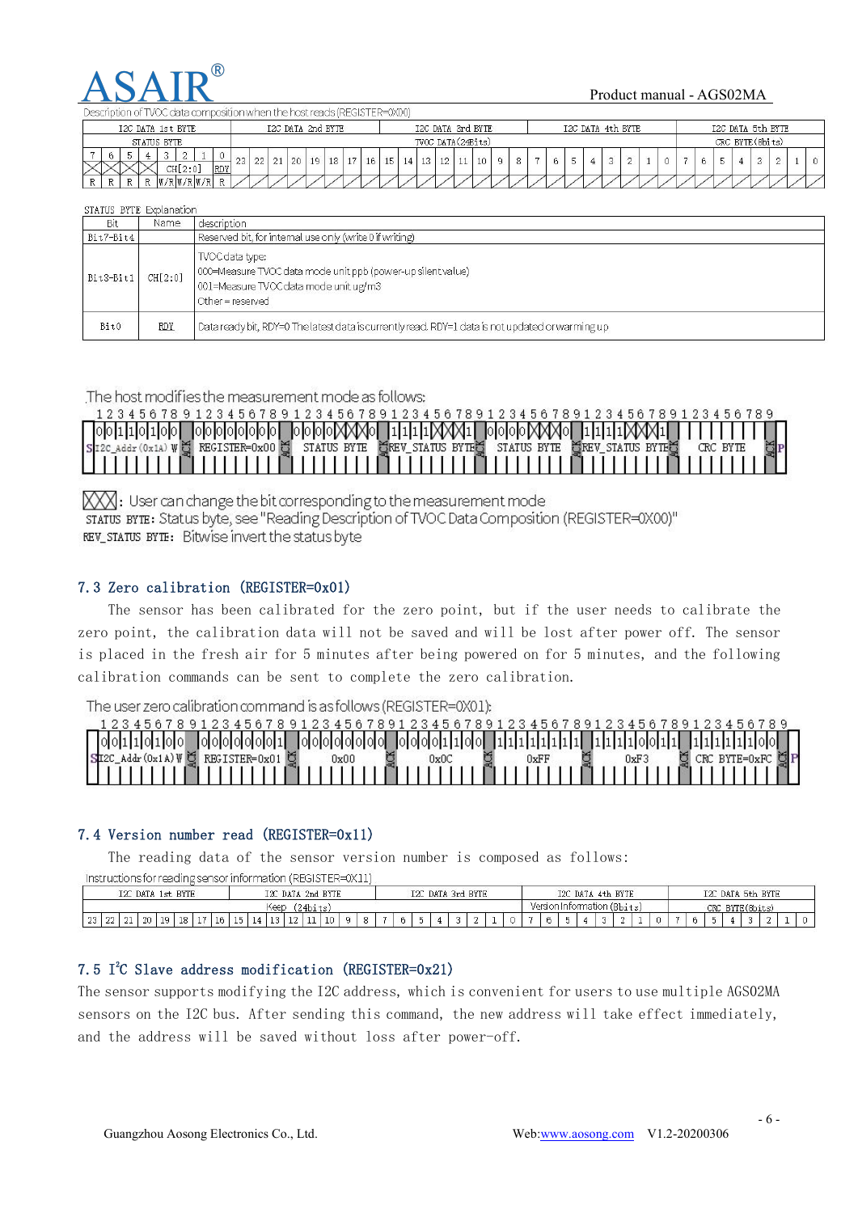Description of TVOC data composition when the host reads (REGISTER=0X00)

| I2C DATA 1st BYTE | | | | | | | | I2C DATA 2nd BYTE | | | | | | | | I2C DATA 3rd BYTE | | | | | | | | I2C DATA 4th BYTE | | | | | | | | I2C DATA 5th BYTE | | | | | | | |
|---|---|---|---|---|---|---|---|---|---|---|---|---|---|---|---|---|---|---|---|---|---|---|---|---|---|---|---|---|---|---|---|---|---|---|---|---|---|---|---|
| STATUS BYTE | | | | | | | | TVOC DATA (24Bits) | | | | | | | | | | | | | | | | | | | | | | | | CRC BYTE (8bits) | | | | | | | |
| 7 | 6 | 5 | 4 | 3 | 2 | 1 | 0 | 23 | 22 | 21 | 20 | 19 | 18 | 17 | 16 | 15 | 14 | 13 | 12 | 11 | 10 | 9 | 8 | 7 | 6 | 5 | 4 | 3 | 2 | 1 | 0 | 7 | 6 | 5 | 4 | 3 | 2 | 1 | 0 |
| | | | | CH[2:0] | | | RDY | | | | | | | | | | | | | | | | | | | | | | | | | | | | | | | | |
| R | R | R | R | W/R | W/R | W/R | R | | | | | | | | | | | | | | | | | | | | | | | | | | | | | | | | |

STATUS BYTE Explanation

| Bit | Name | description |
|---|---|---|
| Bit7-Bit4 | | Reserved bit, for internal use only (write 0 if writing) |
| Bit3-Bit1 | CH[2:0] | TVOC data type:<br>000=Measure TVOC data mode unit ppb (power-up silent value)<br>001=Measure TVOC data mode unit ug/m3<br>Other = reserved |
| Bit0 | RDY | Data ready bit, RDY=0 The latest data is currently read. RDY=1 data is not updated or warming up |

The host modifies the measurement mode as follows:

S | I2C_Addr (0x1A) W: 0 0 1 1 0 1 0 0 | ACK | REGISTER=0x00: 0 0 0 0 0 0 0 0 | ACK | STATUS BYTE: 0 0 0 0 X X X 0 | ACK | REV_STATUS BYTE: 1 1 1 1 X X X 1 | ACK | STATUS BYTE: 0 0 0 0 X X X 0 | ACK | REV_STATUS BYTE: 1 1 1 1 X X X 1 | ACK | CRC BYTE | ACK | P

XXX: User can change the bit corresponding to the measurement mode

STATUS BYTE: Status byte, see "Reading Description of TVOC Data Composition (REGISTER=0X00)"

REV_STATUS BYTE: Bitwise invert the status byte

## 7.3 Zero calibration (REGISTER=0x01)

The sensor has been calibrated for the zero point, but if the user needs to calibrate the zero point, the calibration data will not be saved and will be lost after power off. The sensor is placed in the fresh air for 5 minutes after being powered on for 5 minutes, and the following calibration commands can be sent to complete the zero calibration.

The user zero calibration command is as follows (REGISTER=0X01):

S | I2C_Addr (0x1A) W: 0 0 1 1 0 1 0 0 | ACK | REGISTER=0x01: 0 0 0 0 0 0 0 1 | ACK | 0x00: 0 0 0 0 0 0 0 0 | ACK | 0x0C: 0 0 0 0 1 1 0 0 | ACK | 0xFF: 1 1 1 1 1 1 1 1 | ACK | 0xF3: 1 1 1 1 0 0 1 1 | ACK | CRC BYTE=0xFC: 1 1 1 1 1 1 0 0 | ACK | P

## 7.4 Version number read (REGISTER=0x11)

The reading data of the sensor version number is composed as follows:

Instructions for reading sensor information (REGISTER=0X11)

| I2C DATA 1st BYTE | | | | | | | | I2C DATA 2nd BYTE | | | | | | | | I2C DATA 3rd BYTE | | | | | | | | I2C DATA 4th BYTE | | | | | | | | I2C DATA 5th BYTE | | | | | | | |
|---|---|---|---|---|---|---|---|---|---|---|---|---|---|---|---|---|---|---|---|---|---|---|---|---|---|---|---|---|---|---|---|---|---|---|---|---|---|---|---|
| Keep (24bits) | | | | | | | | | | | | | | | | | | | | | | | | Version Information (8bits) | | | | | | | | CRC BYTE (8bits) | | | | | | | |
| 23 | 22 | 21 | 20 | 19 | 18 | 17 | 16 | 15 | 14 | 13 | 12 | 11 | 10 | 9 | 8 | 7 | 6 | 5 | 4 | 3 | 2 | 1 | 0 | 7 | 6 | 5 | 4 | 3 | 2 | 1 | 0 | 7 | 6 | 5 | 4 | 3 | 2 | 1 | 0 |

## 7.5 I²C Slave address modification (REGISTER=0x21)

The sensor supports modifying the I2C address, which is convenient for users to use multiple AGS02MA sensors on the I2C bus. After sending this command, the new address will take effect immediately, and the address will be saved without loss after power-off.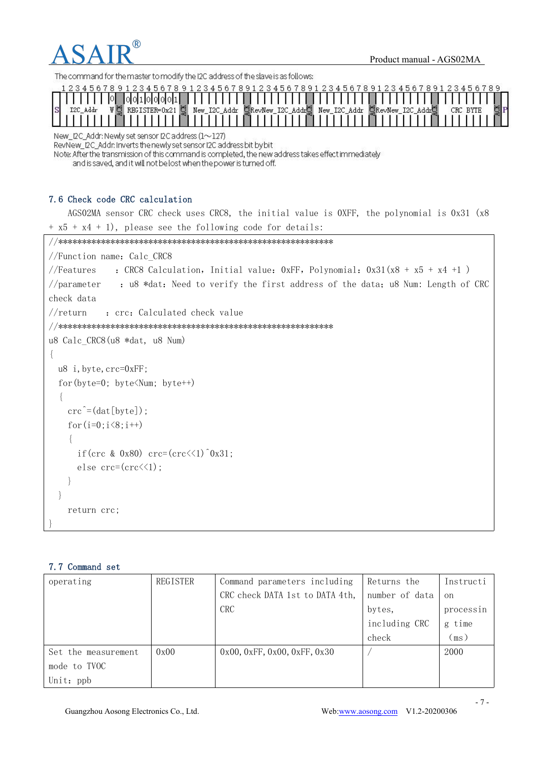The command for the master to modify the I2C address of the slave is as follows:

1 2 3 4 5 6 7 8 9 1 2 3 4 5 6 7 8 9 1 2 3 4 5 6 7 8 9 1 2 3 4 5 6 7 8 9 1 2 3 4 5 6 7 8 9 1 2 3 4 5 6 7 8 9 1 2 3 4 5 6 7 8 9

S I2C_Addr W ACK REGISTER=0x21 (0 0 1 0 0 0 0 1) ACK New_I2C_Addr ACK RevNew_I2C_Addr ACK New_I2C_Addr ACK RevNew_I2C_Addr ACK CRC BYTE ACK P

New_I2C_Addr: Newly set sensor I2C address (1～127)
RevNew_I2C_Addr: Inverts the newly set sensor I2C address bit by bit
Note: After the transmission of this command is completed, the new address takes effect immediately and is saved, and it will not be lost when the power is turned off.

### 7.6 Check code CRC calculation

AGS02MA sensor CRC check uses CRC8, the initial value is 0XFF, the polynomial is 0x31 (x8 + x5 + x4 + 1), please see the following code for details:

```
//*********************************************************
//Function name：Calc_CRC8
//Features    ：CRC8 Calculation，Initial value：0xFF，Polynomial：0x31(x8 + x5 + x4 +1 )
//parameter   ：u8 *dat：Need to verify the first address of the data；u8 Num：Length of CRC check data
//return    ：crc：Calculated check value
//*********************************************************
u8 Calc_CRC8(u8 *dat, u8 Num)
{
  u8 i,byte,crc=0xFF;
  for(byte=0; byte<Num; byte++)
  {
    crc^=(dat[byte]);
    for(i=0;i<8;i++)
    {
      if(crc & 0x80) crc=(crc<<1)^0x31;
      else crc=(crc<<1);
    }
  }
    return crc;
}
```

### 7.7 Command set

| operating | REGISTER | Command parameters including CRC check DATA 1st to DATA 4th, CRC | Returns the number of data bytes, including CRC check | Instruction processing time (ms) |
|---|---|---|---|---|
| Set the measurement mode to TVOC<br>Unit：ppb | 0x00 | 0x00,0xFF,0x00,0xFF,0x30 | / | 2000 |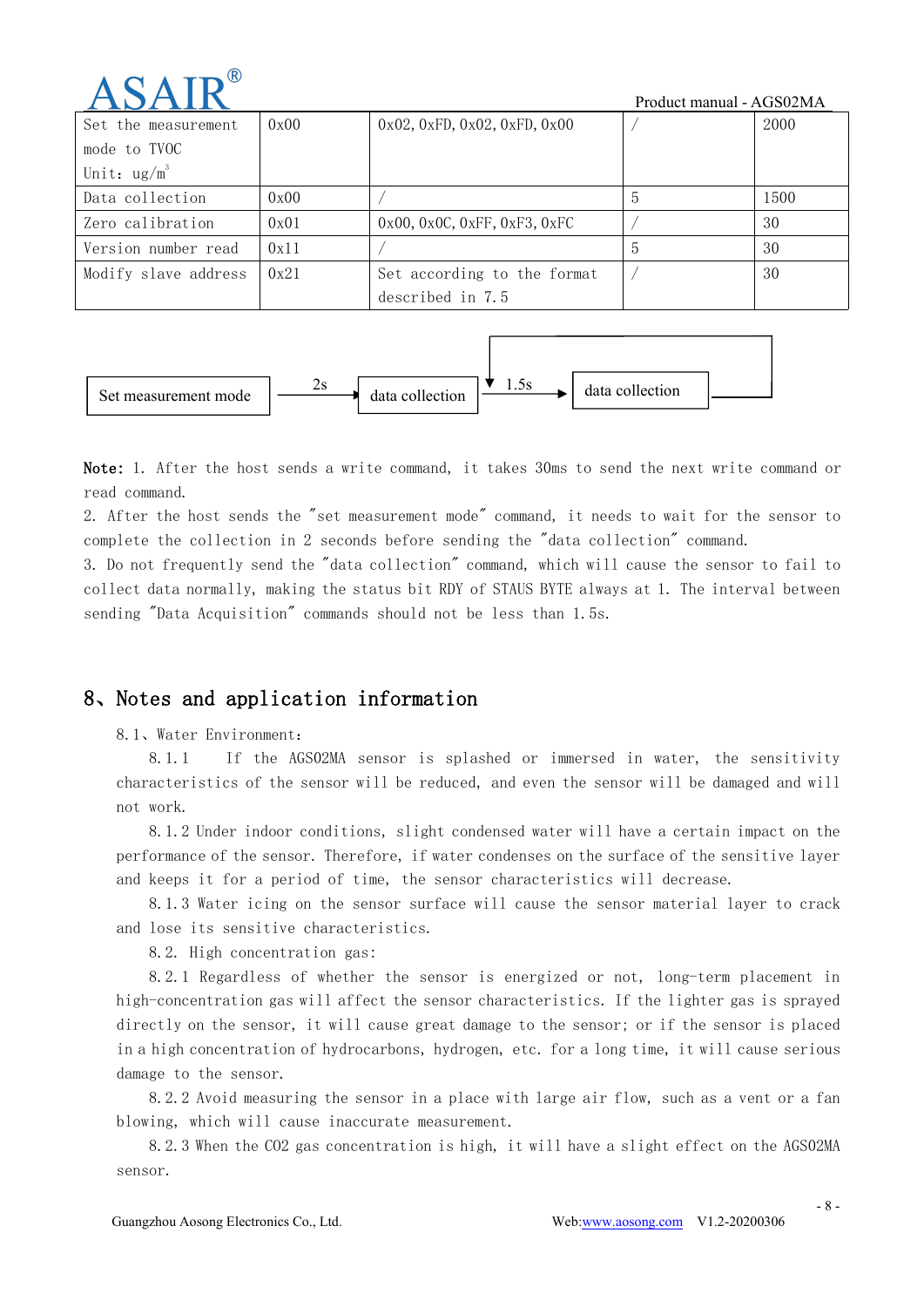| | | | | |
|---|---|---|---|---|
| Set the measurement mode to TVOC Unit: ug/m³ | 0x00 | 0x02, 0xFD, 0x02, 0xFD, 0x00 | / | 2000 |
| Data collection | 0x00 | / | 5 | 1500 |
| Zero calibration | 0x01 | 0x00, 0x0C, 0xFF, 0xF3, 0xFC | / | 30 |
| Version number read | 0x11 | / | 5 | 30 |
| Modify slave address | 0x21 | Set according to the format described in 7.5 | / | 30 |

Set measurement mode
2s
data collection
1.5s
data collection

**Note:** 1. After the host sends a write command, it takes 30ms to send the next write command or read command.

2. After the host sends the "set measurement mode" command, it needs to wait for the sensor to complete the collection in 2 seconds before sending the "data collection" command.

3. Do not frequently send the "data collection" command, which will cause the sensor to fail to collect data normally, making the status bit RDY of STAUS BYTE always at 1. The interval between sending "Data Acquisition" commands should not be less than 1.5s.

## 8、Notes and application information

8.1、Water Environment:

8.1.1 If the AGS02MA sensor is splashed or immersed in water, the sensitivity characteristics of the sensor will be reduced, and even the sensor will be damaged and will not work.

8.1.2 Under indoor conditions, slight condensed water will have a certain impact on the performance of the sensor. Therefore, if water condenses on the surface of the sensitive layer and keeps it for a period of time, the sensor characteristics will decrease.

8.1.3 Water icing on the sensor surface will cause the sensor material layer to crack and lose its sensitive characteristics.

8.2. High concentration gas:

8.2.1 Regardless of whether the sensor is energized or not, long-term placement in high-concentration gas will affect the sensor characteristics. If the lighter gas is sprayed directly on the sensor, it will cause great damage to the sensor; or if the sensor is placed in a high concentration of hydrocarbons, hydrogen, etc. for a long time, it will cause serious damage to the sensor.

8.2.2 Avoid measuring the sensor in a place with large air flow, such as a vent or a fan blowing, which will cause inaccurate measurement.

8.2.3 When the $CO_2$ gas concentration is high, it will have a slight effect on the AGS02MA sensor.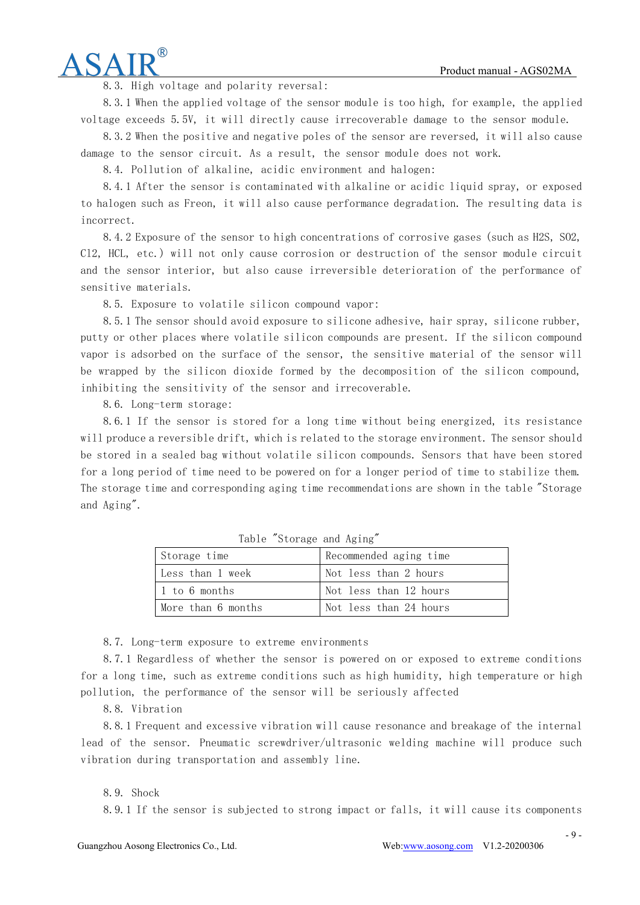8.3. High voltage and polarity reversal:

8.3.1 When the applied voltage of the sensor module is too high, for example, the applied voltage exceeds 5.5V, it will directly cause irrecoverable damage to the sensor module.

8.3.2 When the positive and negative poles of the sensor are reversed, it will also cause damage to the sensor circuit. As a result, the sensor module does not work.

8.4. Pollution of alkaline, acidic environment and halogen:

8.4.1 After the sensor is contaminated with alkaline or acidic liquid spray, or exposed to halogen such as Freon, it will also cause performance degradation. The resulting data is incorrect.

8.4.2 Exposure of the sensor to high concentrations of corrosive gases (such as $H_2S$, $SO_2$, $Cl_2$, HCL, etc.) will not only cause corrosion or destruction of the sensor module circuit and the sensor interior, but also cause irreversible deterioration of the performance of sensitive materials.

8.5. Exposure to volatile silicon compound vapor:

8.5.1 The sensor should avoid exposure to silicone adhesive, hair spray, silicone rubber, putty or other places where volatile silicon compounds are present. If the silicon compound vapor is adsorbed on the surface of the sensor, the sensitive material of the sensor will be wrapped by the silicon dioxide formed by the decomposition of the silicon compound, inhibiting the sensitivity of the sensor and irrecoverable.

8.6. Long-term storage:

8.6.1 If the sensor is stored for a long time without being energized, its resistance will produce a reversible drift, which is related to the storage environment. The sensor should be stored in a sealed bag without volatile silicon compounds. Sensors that have been stored for a long period of time need to be powered on for a longer period of time to stabilize them. The storage time and corresponding aging time recommendations are shown in the table "Storage and Aging".

Table "Storage and Aging"

| Storage time | Recommended aging time |
|---|---|
| Less than 1 week | Not less than 2 hours |
| 1 to 6 months | Not less than 12 hours |
| More than 6 months | Not less than 24 hours |

8.7. Long-term exposure to extreme environments

8.7.1 Regardless of whether the sensor is powered on or exposed to extreme conditions for a long time, such as extreme conditions such as high humidity, high temperature or high pollution, the performance of the sensor will be seriously affected

8.8. Vibration

8.8.1 Frequent and excessive vibration will cause resonance and breakage of the internal lead of the sensor. Pneumatic screwdriver/ultrasonic welding machine will produce such vibration during transportation and assembly line.

8.9. Shock

8.9.1 If the sensor is subjected to strong impact or falls, it will cause its components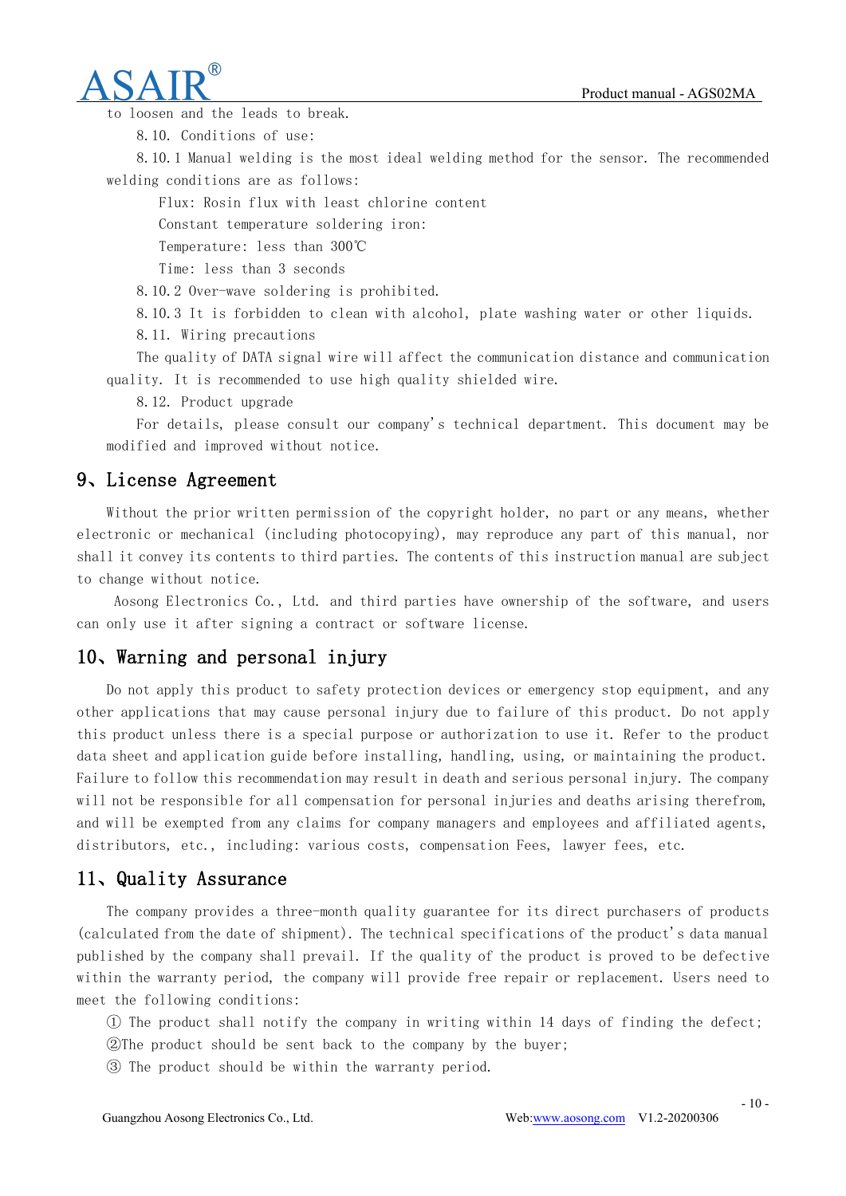to loosen and the leads to break.

8.10. Conditions of use:

8.10.1 Manual welding is the most ideal welding method for the sensor. The recommended welding conditions are as follows:

Flux: Rosin flux with least chlorine content

Constant temperature soldering iron:

Temperature: less than 300℃

Time: less than 3 seconds

8.10.2 Over-wave soldering is prohibited.

8.10.3 It is forbidden to clean with alcohol, plate washing water or other liquids.

8.11. Wiring precautions

The quality of DATA signal wire will affect the communication distance and communication quality. It is recommended to use high quality shielded wire.

8.12. Product upgrade

For details, please consult our company's technical department. This document may be modified and improved without notice.

## 9、License Agreement

Without the prior written permission of the copyright holder, no part or any means, whether electronic or mechanical (including photocopying), may reproduce any part of this manual, nor shall it convey its contents to third parties. The contents of this instruction manual are subject to change without notice.

Aosong Electronics Co., Ltd. and third parties have ownership of the software, and users can only use it after signing a contract or software license.

## 10、Warning and personal injury

Do not apply this product to safety protection devices or emergency stop equipment, and any other applications that may cause personal injury due to failure of this product. Do not apply this product unless there is a special purpose or authorization to use it. Refer to the product data sheet and application guide before installing, handling, using, or maintaining the product. Failure to follow this recommendation may result in death and serious personal injury. The company will not be responsible for all compensation for personal injuries and deaths arising therefrom, and will be exempted from any claims for company managers and employees and affiliated agents, distributors, etc., including: various costs, compensation Fees, lawyer fees, etc.

## 11、Quality Assurance

The company provides a three-month quality guarantee for its direct purchasers of products (calculated from the date of shipment). The technical specifications of the product's data manual published by the company shall prevail. If the quality of the product is proved to be defective within the warranty period, the company will provide free repair or replacement. Users need to meet the following conditions:

① The product shall notify the company in writing within 14 days of finding the defect;

②The product should be sent back to the company by the buyer;

③ The product should be within the warranty period.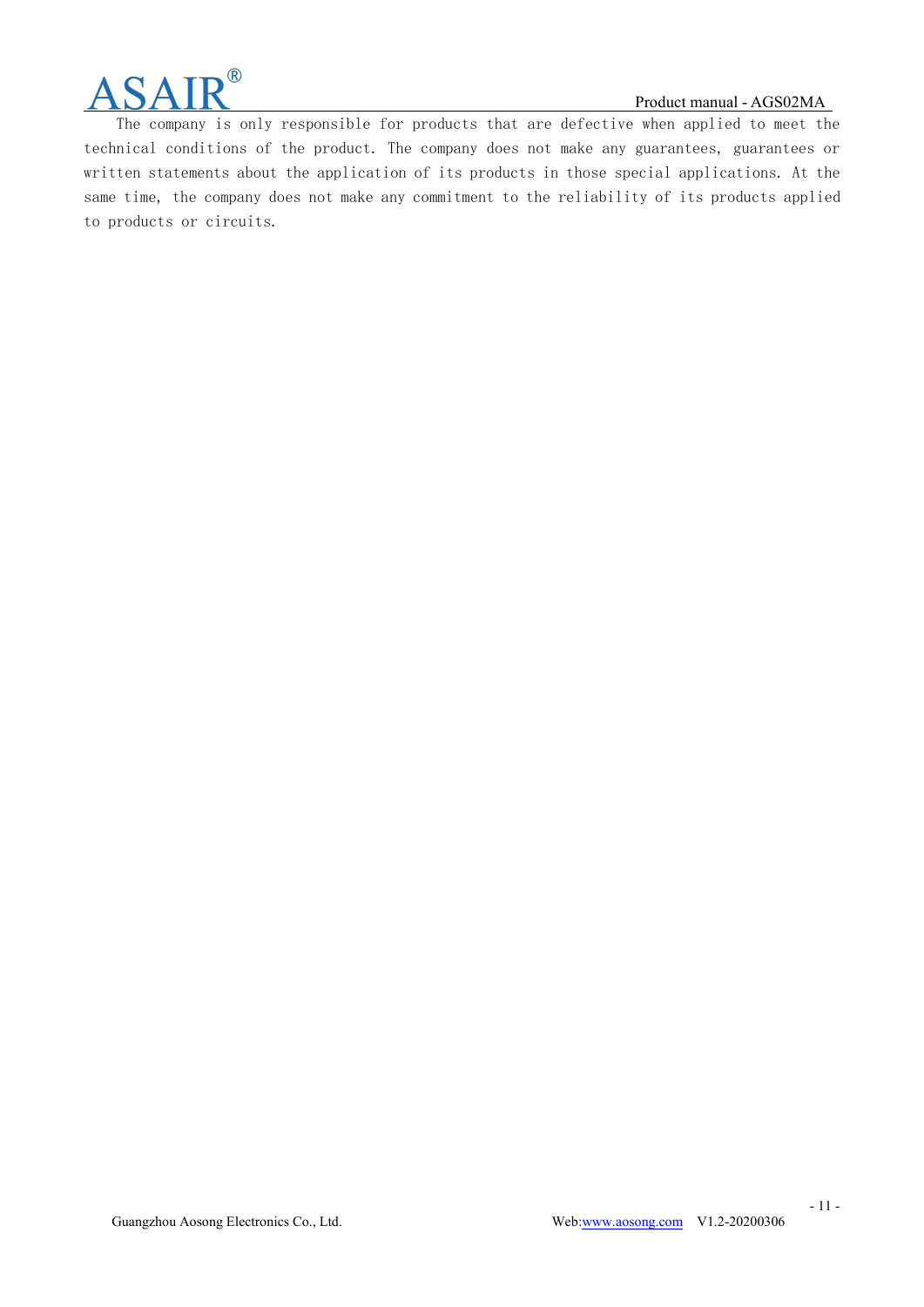The company is only responsible for products that are defective when applied to meet the technical conditions of the product. The company does not make any guarantees, guarantees or written statements about the application of its products in those special applications. At the same time, the company does not make any commitment to the reliability of its products applied to products or circuits.